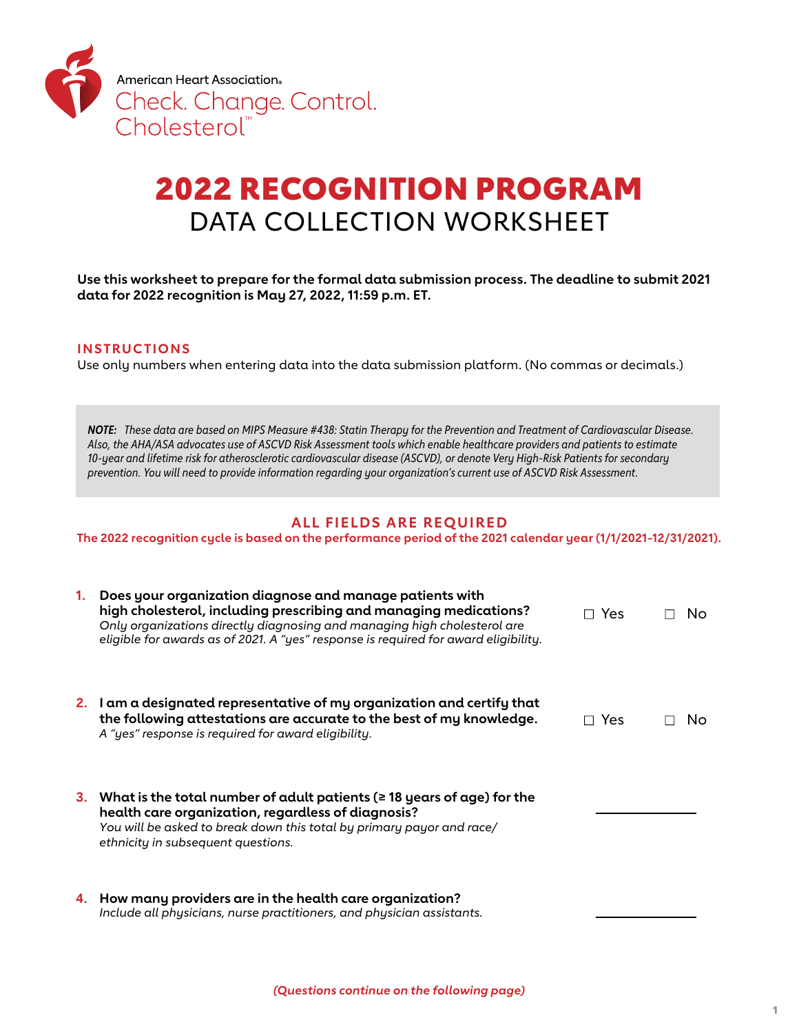American Heart Association®
Check. Change. Control.
Cholesterol™

# 2022 RECOGNITION PROGRAM
## DATA COLLECTION WORKSHEET

**Use this worksheet to prepare for the formal data submission process. The deadline to submit 2021 data for 2022 recognition is May 27, 2022, 11:59 p.m. ET.**

### INSTRUCTIONS

Use only numbers when entering data into the data submission platform. (No commas or decimals.)

> ***NOTE:*** *These data are based on MIPS Measure #438: Statin Therapy for the Prevention and Treatment of Cardiovascular Disease. Also, the AHA/ASA advocates use of ASCVD Risk Assessment tools which enable healthcare providers and patients to estimate 10-year and lifetime risk for atherosclerotic cardiovascular disease (ASCVD), or denote Very High-Risk Patients for secondary prevention. You will need to provide information regarding your organization's current use of ASCVD Risk Assessment.*

### ALL FIELDS ARE REQUIRED

**The 2022 recognition cycle is based on the performance period of the 2021 calendar year (1/1/2021-12/31/2021).**

1. **Does your organization diagnose and manage patients with high cholesterol, including prescribing and managing medications?**
   *Only organizations directly diagnosing and managing high cholesterol are eligible for awards as of 2021. A "yes" response is required for award eligibility.*
   ☐ Yes ☐ No

2. **I am a designated representative of my organization and certify that the following attestations are accurate to the best of my knowledge.**
   *A "yes" response is required for award eligibility.*
   ☐ Yes ☐ No

3. **What is the total number of adult patients (≥ 18 years of age) for the health care organization, regardless of diagnosis?**
   *You will be asked to break down this total by primary payor and race/ethnicity in subsequent questions.*
   \_\_\_\_\_\_\_\_\_\_\_\_

4. **How many providers are in the health care organization?**
   *Include all physicians, nurse practitioners, and physician assistants.*
   \_\_\_\_\_\_\_\_\_\_\_\_

***(Questions continue on the following page)***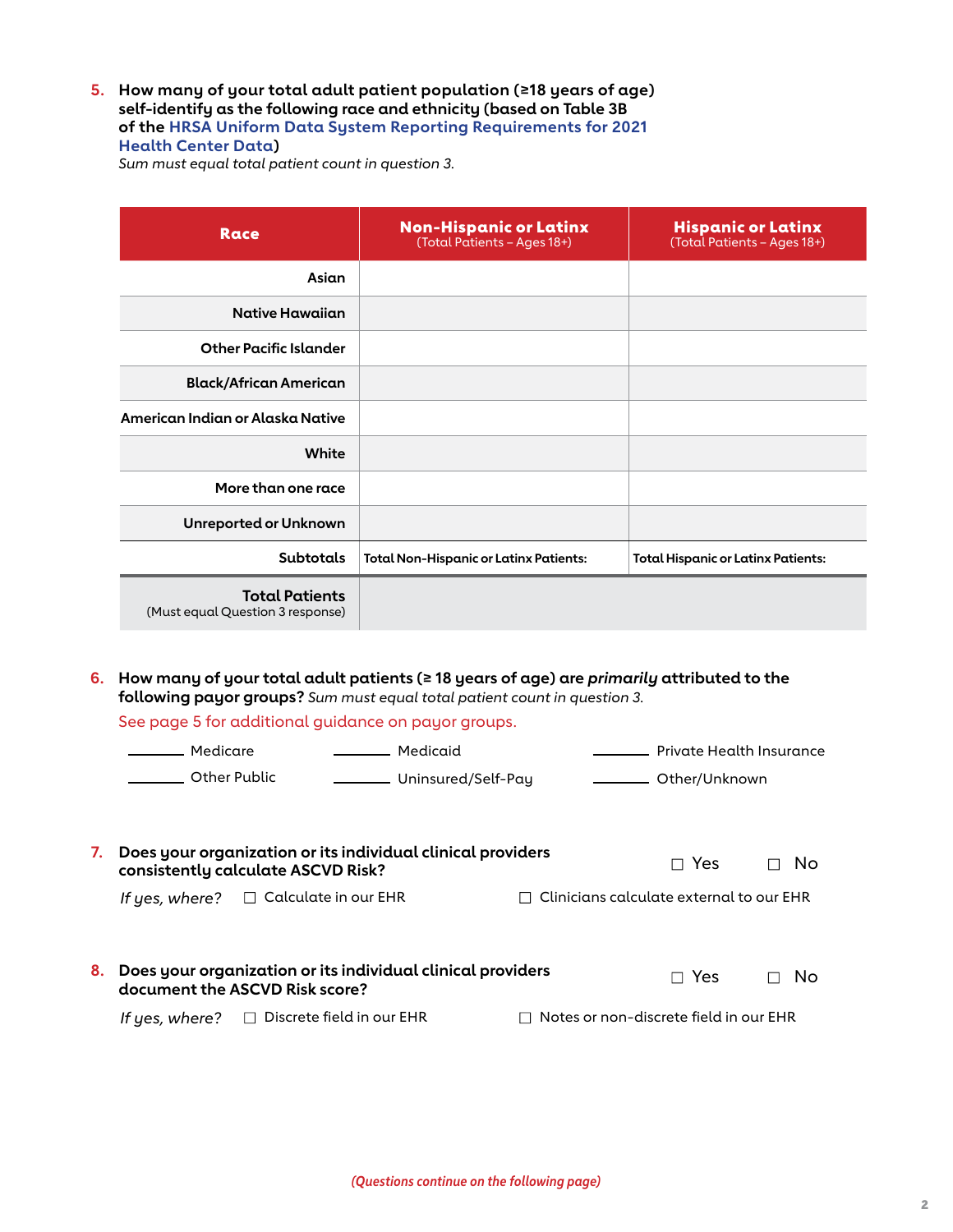**5.** **How many of your total adult patient population (≥18 years of age) self-identify as the following race and ethnicity (based on Table 3B of the HRSA Uniform Data System Reporting Requirements for 2021 Health Center Data)**
*Sum must equal total patient count in question 3.*

| Race | Non-Hispanic or Latinx (Total Patients – Ages 18+) | Hispanic or Latinx (Total Patients – Ages 18+) |
|---|---|---|
| Asian | | |
| Native Hawaiian | | |
| Other Pacific Islander | | |
| Black/African American | | |
| American Indian or Alaska Native | | |
| White | | |
| More than one race | | |
| Unreported or Unknown | | |
| Subtotals | Total Non-Hispanic or Latinx Patients: | Total Hispanic or Latinx Patients: |
| **Total Patients** (Must equal Question 3 response) | | |

**6.** **How many of your total adult patients (≥ 18 years of age) are *primarily* attributed to the following payor groups?** *Sum must equal total patient count in question 3.*

See page 5 for additional guidance on payor groups.

_______ Medicare _______ Medicaid _______ Private Health Insurance

_______ Other Public _______ Uninsured/Self-Pay _______ Other/Unknown

**7.** **Does your organization or its individual clinical providers consistently calculate ASCVD Risk?** ☐ Yes ☐ No

*If yes, where?* ☐ Calculate in our EHR ☐ Clinicians calculate external to our EHR

**8.** **Does your organization or its individual clinical providers document the ASCVD Risk score?** ☐ Yes ☐ No

*If yes, where?* ☐ Discrete field in our EHR ☐ Notes or non-discrete field in our EHR

*(Questions continue on the following page)*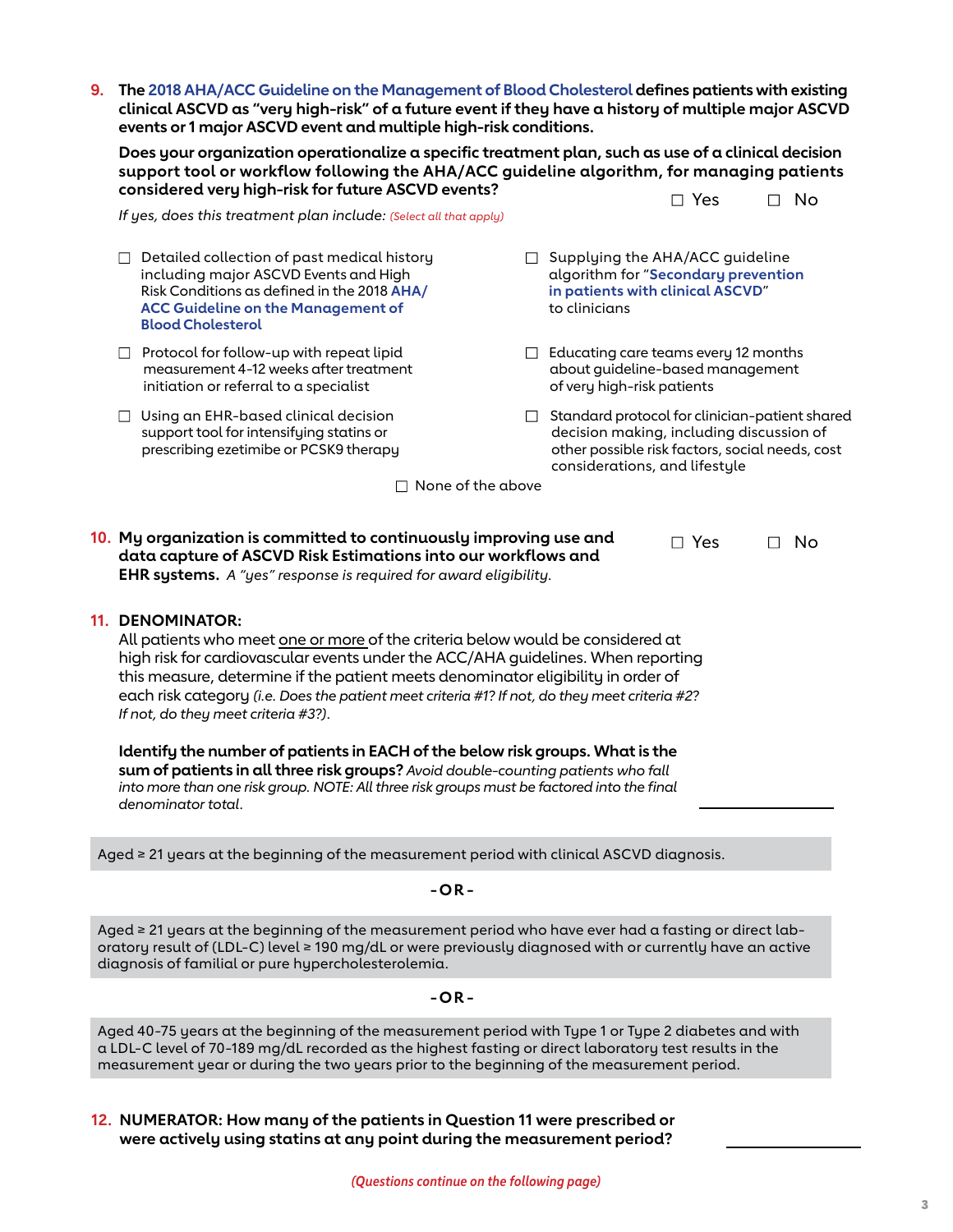**9. The 2018 AHA/ACC Guideline on the Management of Blood Cholesterol defines patients with existing clinical ASCVD as "very high-risk" of a future event if they have a history of multiple major ASCVD events or 1 major ASCVD event and multiple high-risk conditions.**

**Does your organization operationalize a specific treatment plan, such as use of a clinical decision support tool or workflow following the AHA/ACC guideline algorithm, for managing patients considered very high-risk for future ASCVD events?**

☐ Yes ☐ No

*If yes, does this treatment plan include:* *(Select all that apply)*

- ☐ Detailed collection of past medical history including major ASCVD Events and High Risk Conditions as defined in the 2018 **AHA/ACC Guideline on the Management of Blood Cholesterol**
- ☐ Protocol for follow-up with repeat lipid measurement 4-12 weeks after treatment initiation or referral to a specialist
- ☐ Using an EHR-based clinical decision support tool for intensifying statins or prescribing ezetimibe or PCSK9 therapy
- ☐ Supplying the AHA/ACC guideline algorithm for "**Secondary prevention in patients with clinical ASCVD**" to clinicians
- ☐ Educating care teams every 12 months about guideline-based management of very high-risk patients
- ☐ Standard protocol for clinician-patient shared decision making, including discussion of other possible risk factors, social needs, cost considerations, and lifestyle
- ☐ None of the above

**10. My organization is committed to continuously improving use and data capture of ASCVD Risk Estimations into our workflows and EHR systems.** *A "yes" response is required for award eligibility.*

☐ Yes ☐ No

**11. DENOMINATOR:**

All patients who meet one or more of the criteria below would be considered at high risk for cardiovascular events under the ACC/AHA guidelines. When reporting this measure, determine if the patient meets denominator eligibility in order of each risk category *(i.e. Does the patient meet criteria #1? If not, do they meet criteria #2? If not, do they meet criteria #3?)*.

**Identify the number of patients in EACH of the below risk groups. What is the sum of patients in all three risk groups?** *Avoid double-counting patients who fall into more than one risk group. NOTE: All three risk groups must be factored into the final denominator total.* \_\_\_\_\_\_\_\_\_\_

Aged ≥ 21 years at the beginning of the measurement period with clinical ASCVD diagnosis.

**- OR -**

Aged ≥ 21 years at the beginning of the measurement period who have ever had a fasting or direct laboratory result of (LDL-C) level ≥ 190 mg/dL or were previously diagnosed with or currently have an active diagnosis of familial or pure hypercholesterolemia.

**- OR -**

Aged 40-75 years at the beginning of the measurement period with Type 1 or Type 2 diabetes and with a LDL-C level of 70-189 mg/dL recorded as the highest fasting or direct laboratory test results in the measurement year or during the two years prior to the beginning of the measurement period.

**12. NUMERATOR: How many of the patients in Question 11 were prescribed or were actively using statins at any point during the measurement period?** \_\_\_\_\_\_\_\_\_\_

*(Questions continue on the following page)*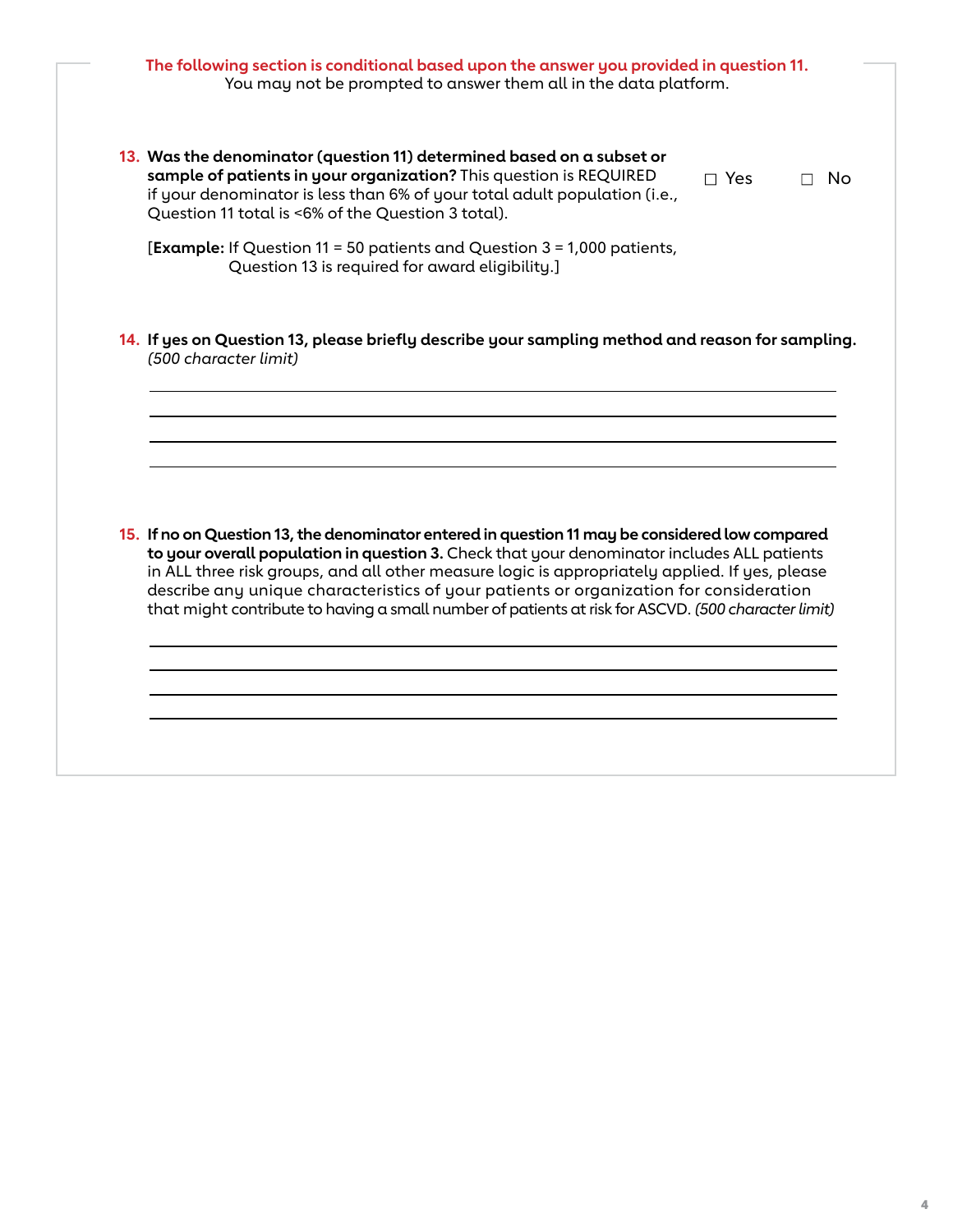**The following section is conditional based upon the answer you provided in question 11.**
You may not be prompted to answer them all in the data platform.

13. **Was the denominator (question 11) determined based on a subset or sample of patients in your organization?** This question is REQUIRED if your denominator is less than 6% of your total adult population (i.e., Question 11 total is <6% of the Question 3 total).

    ☐ Yes ☐ No

    [**Example:** If Question 11 = 50 patients and Question 3 = 1,000 patients, Question 13 is required for award eligibility.]

14. **If yes on Question 13, please briefly describe your sampling method and reason for sampling.** *(500 character limit)*

    ______________________________________________________________________

    ______________________________________________________________________

    ______________________________________________________________________

    ______________________________________________________________________

15. **If no on Question 13, the denominator entered in question 11 may be considered low compared to your overall population in question 3.** Check that your denominator includes ALL patients in ALL three risk groups, and all other measure logic is appropriately applied. If yes, please describe any unique characteristics of your patients or organization for consideration that might contribute to having a small number of patients at risk for ASCVD. *(500 character limit)*

    ______________________________________________________________________

    ______________________________________________________________________

    ______________________________________________________________________

    ______________________________________________________________________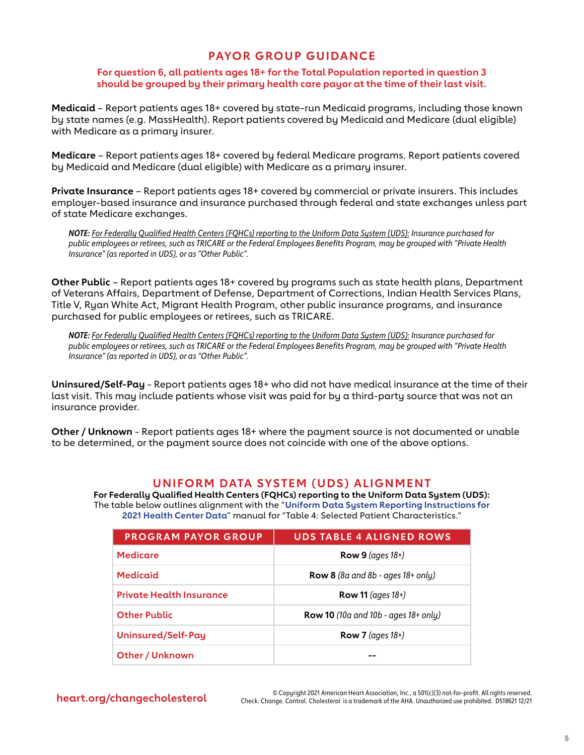## PAYOR GROUP GUIDANCE

**For question 6, all patients ages 18+ for the Total Population reported in question 3 should be grouped by their primary health care payor at the time of their last visit.**

**Medicaid** – Report patients ages 18+ covered by state-run Medicaid programs, including those known by state names (e.g. MassHealth). Report patients covered by Medicaid and Medicare (dual eligible) with Medicare as a primary insurer.

**Medicare** – Report patients ages 18+ covered by federal Medicare programs. Report patients covered by Medicaid and Medicare (dual eligible) with Medicare as a primary insurer.

**Private Insurance** – Report patients ages 18+ covered by commercial or private insurers. This includes employer-based insurance and insurance purchased through federal and state exchanges unless part of state Medicare exchanges.

*NOTE: For Federally Qualified Health Centers (FQHCs) reporting to the Uniform Data System (UDS): Insurance purchased for public employees or retirees, such as TRICARE or the Federal Employees Benefits Program, may be grouped with "Private Health Insurance" (as reported in UDS), or as "Other Public".*

**Other Public** – Report patients ages 18+ covered by programs such as state health plans, Department of Veterans Affairs, Department of Defense, Department of Corrections, Indian Health Services Plans, Title V, Ryan White Act, Migrant Health Program, other public insurance programs, and insurance purchased for public employees or retirees, such as TRICARE.

*NOTE: For Federally Qualified Health Centers (FQHCs) reporting to the Uniform Data System (UDS): Insurance purchased for public employees or retirees, such as TRICARE or the Federal Employees Benefits Program, may be grouped with "Private Health Insurance" (as reported in UDS), or as "Other Public".*

**Uninsured/Self-Pay** - Report patients ages 18+ who did not have medical insurance at the time of their last visit. This may include patients whose visit was paid for by a third-party source that was not an insurance provider.

**Other / Unknown** - Report patients ages 18+ where the payment source is not documented or unable to be determined, or the payment source does not coincide with one of the above options.

## UNIFORM DATA SYSTEM (UDS) ALIGNMENT

**For Federally Qualified Health Centers (FQHCs) reporting to the Uniform Data System (UDS):** The table below outlines alignment with the "**Uniform Data System Reporting Instructions for 2021 Health Center Data**" manual for "Table 4: Selected Patient Characteristics."

| PROGRAM PAYOR GROUP | UDS TABLE 4 ALIGNED ROWS |
|---|---|
| Medicare | **Row 9** *(ages 18+)* |
| Medicaid | **Row 8** *(8a and 8b - ages 18+ only)* |
| Private Health Insurance | **Row 11** *(ages 18+)* |
| Other Public | **Row 10** *(10a and 10b - ages 18+ only)* |
| Uninsured/Self-Pay | **Row 7** *(ages 18+)* |
| Other / Unknown | -- |

heart.org/changecholesterol

© Copyright 2021 American Heart Association, Inc., a 501(c)(3) not-for-profit. All rights reserved. Check. Change. Control. Cholesterol is a trademark of the AHA. Unauthorized use prohibited. DS18621 12/21